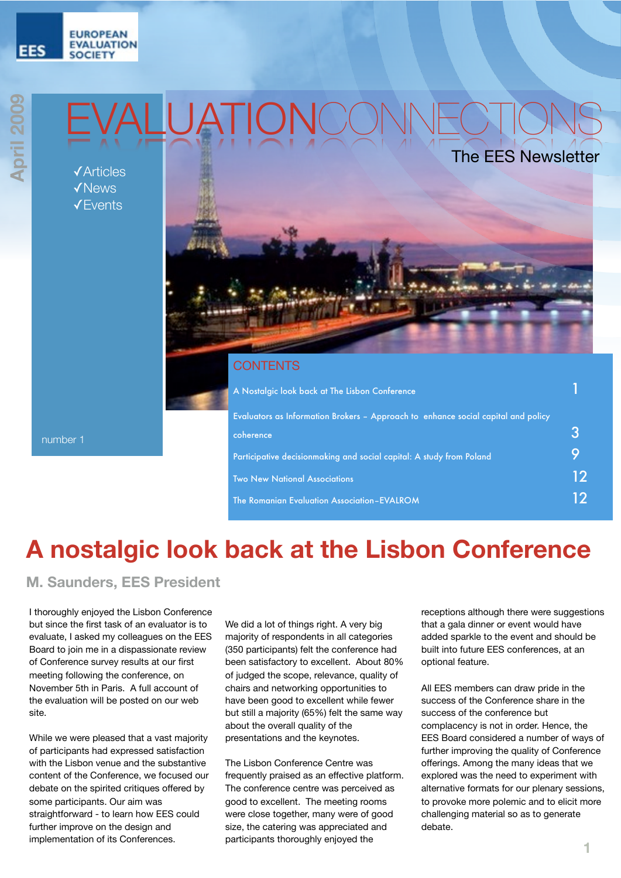EUROPEAN EVALUATION SOCIETY

April 2009

# EVALUATIONCONNECTIONS

The EES Newsletter

✓Articles
✓News
✓Events

number 1

## CONTENTS

| | |
|---|---|
| A Nostalgic look back at The Lisbon Conference | 1 |
| Evaluators as Information Brokers – Approach to enhance social capital and policy coherence | 3 |
| Participative decisionmaking and social capital: A study from Poland | 9 |
| Two New National Associations | 12 |
| The Romanian Evaluation Association–EVALROM | 12 |

# A nostalgic look back at the Lisbon Conference

### M. Saunders, EES President

I thoroughly enjoyed the Lisbon Conference but since the first task of an evaluator is to evaluate, I asked my colleagues on the EES Board to join me in a dispassionate review of Conference survey results at our first meeting following the conference, on November 5th in Paris. A full account of the evaluation will be posted on our web site.

While we were pleased that a vast majority of participants had expressed satisfaction with the Lisbon venue and the substantive content of the Conference, we focused our debate on the spirited critiques offered by some participants. Our aim was straightforward - to learn how EES could further improve on the design and implementation of its Conferences.

We did a lot of things right. A very big majority of respondents in all categories (350 participants) felt the conference had been satisfactory to excellent. About 80% of judged the scope, relevance, quality of chairs and networking opportunities to have been good to excellent while fewer but still a majority (65%) felt the same way about the overall quality of the presentations and the keynotes.

The Lisbon Conference Centre was frequently praised as an effective platform. The conference centre was perceived as good to excellent. The meeting rooms were close together, many were of good size, the catering was appreciated and participants thoroughly enjoyed the receptions although there were suggestions that a gala dinner or event would have added sparkle to the event and should be built into future EES conferences, at an optional feature.

All EES members can draw pride in the success of the Conference share in the success of the conference but complacency is not in order. Hence, the EES Board considered a number of ways of further improving the quality of Conference offerings. Among the many ideas that we explored was the need to experiment with alternative formats for our plenary sessions, to provoke more polemic and to elicit more challenging material so as to generate debate.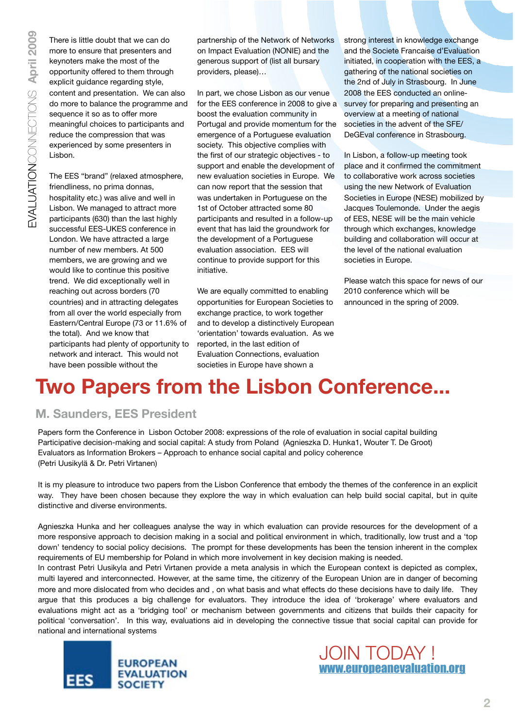There is little doubt that we can do more to ensure that presenters and keynoters make the most of the opportunity offered to them through explicit guidance regarding style, content and presentation. We can also do more to balance the programme and sequence it so as to offer more meaningful choices to participants and reduce the compression that was experienced by some presenters in Lisbon.

The EES "brand" (relaxed atmosphere, friendliness, no prima donnas, hospitality etc.) was alive and well in Lisbon. We managed to attract more participants (630) than the last highly successful EES-UKES conference in London. We have attracted a large number of new members. At 500 members, we are growing and we would like to continue this positive trend. We did exceptionally well in reaching out across borders (70 countries) and in attracting delegates from all over the world especially from Eastern/Central Europe (73 or 11.6% of the total). And we know that participants had plenty of opportunity to network and interact. This would not have been possible without the partnership of the Network of Networks on Impact Evaluation (NONIE) and the generous support of (list all bursary providers, please)…

In part, we chose Lisbon as our venue for the EES conference in 2008 to give a boost the evaluation community in Portugal and provide momentum for the emergence of a Portuguese evaluation society. This objective complies with the first of our strategic objectives - to support and enable the development of new evaluation societies in Europe. We can now report that the session that was undertaken in Portuguese on the 1st of October attracted some 80 participants and resulted in a follow-up event that has laid the groundwork for the development of a Portuguese evaluation association. EES will continue to provide support for this initiative.

We are equally committed to enabling opportunities for European Societies to exchange practice, to work together and to develop a distinctively European 'orientation' towards evaluation. As we reported, in the last edition of Evaluation Connections, evaluation societies in Europe have shown a strong interest in knowledge exchange and the Societe Francaise d'Evaluation initiated, in cooperation with the EES, a gathering of the national societies on the 2nd of July in Strasbourg. In June 2008 the EES conducted an online-survey for preparing and presenting an overview at a meeting of national societies in the advent of the SFE/ DeGEval conference in Strasbourg.

In Lisbon, a follow-up meeting took place and it confirmed the commitment to collaborative work across societies using the new Network of Evaluation Societies in Europe (NESE) mobilized by Jacques Toulemonde. Under the aegis of EES, NESE will be the main vehicle through which exchanges, knowledge building and collaboration will occur at the level of the national evaluation societies in Europe.

Please watch this space for news of our 2010 conference which will be announced in the spring of 2009.

# Two Papers from the Lisbon Conference...

## M. Saunders, EES President

Papers form the Conference in Lisbon October 2008: expressions of the role of evaluation in social capital building
Participative decision-making and social capital: A study from Poland (Agnieszka D. Hunka1, Wouter T. De Groot)
Evaluators as Information Brokers – Approach to enhance social capital and policy coherence
(Petri Uusikylä & Dr. Petri Virtanen)

It is my pleasure to introduce two papers from the Lisbon Conference that embody the themes of the conference in an explicit way. They have been chosen because they explore the way in which evaluation can help build social capital, but in quite distinctive and diverse environments.

Agnieszka Hunka and her colleagues analyse the way in which evaluation can provide resources for the development of a more responsive approach to decision making in a social and political environment in which, traditionally, low trust and a 'top down' tendency to social policy decisions. The prompt for these developments has been the tension inherent in the complex requirements of EU membership for Poland in which more involvement in key decision making is needed.
In contrast Petri Uusikyla and Petri Virtanen provide a meta analysis in which the European context is depicted as complex, multi layered and interconnected. However, at the same time, the citizenry of the European Union are in danger of becoming more and more dislocated from who decides and , on what basis and what effects do these decisions have to daily life. They argue that this produces a big challenge for evaluators. They introduce the idea of 'brokerage' where evaluators and evaluations might act as a 'bridging tool' or mechanism between governments and citizens that builds their capacity for political 'conversation'. In this way, evaluations aid in developing the connective tissue that social capital can provide for national and international systems

EES EUROPEAN EVALUATION SOCIETY

JOIN TODAY !
www.europeanevaluation.org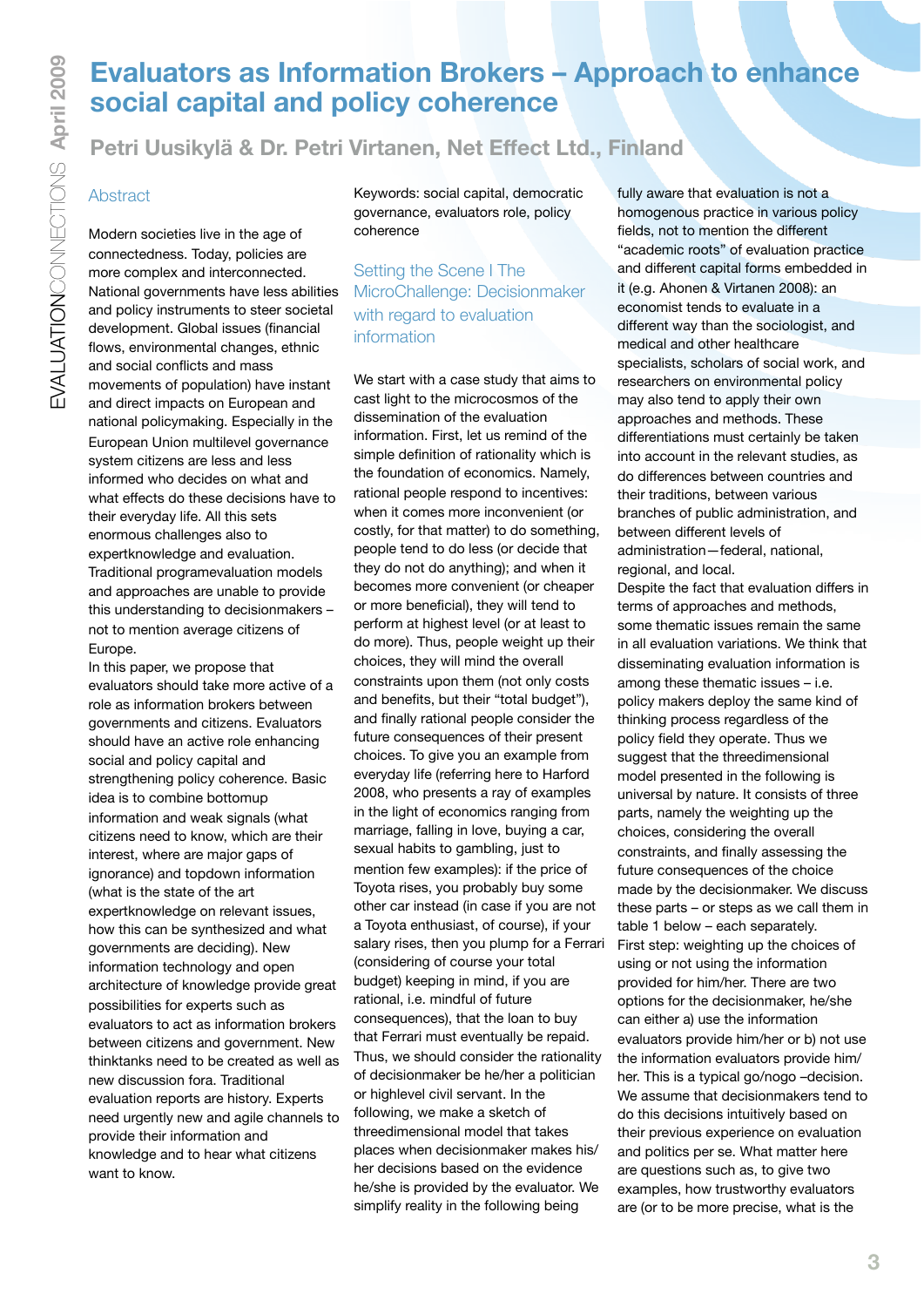# Evaluators as Information Brokers – Approach to enhance social capital and policy coherence

**Petri Uusikylä & Dr. Petri Virtanen, Net Effect Ltd., Finland**

## Abstract

Modern societies live in the age of connectedness. Today, policies are more complex and interconnected. National governments have less abilities and policy instruments to steer societal development. Global issues (financial flows, environmental changes, ethnic and social conflicts and mass movements of population) have instant and direct impacts on European and national policymaking. Especially in the European Union multilevel governance system citizens are less and less informed who decides on what and what effects do these decisions have to their everyday life. All this sets enormous challenges also to expertknowledge and evaluation. Traditional programevaluation models and approaches are unable to provide this understanding to decisionmakers – not to mention average citizens of Europe.

In this paper, we propose that evaluators should take more active of a role as information brokers between governments and citizens. Evaluators should have an active role enhancing social and policy capital and strengthening policy coherence. Basic idea is to combine bottomup information and weak signals (what citizens need to know, which are their interest, where are major gaps of ignorance) and topdown information (what is the state of the art expertknowledge on relevant issues, how this can be synthesized and what governments are deciding). New information technology and open architecture of knowledge provide great possibilities for experts such as evaluators to act as information brokers between citizens and government. New thinktanks need to be created as well as new discussion fora. Traditional evaluation reports are history. Experts need urgently new and agile channels to provide their information and knowledge and to hear what citizens want to know.

Keywords: social capital, democratic governance, evaluators role, policy coherence

## Setting the Scene I The MicroChallenge: Decisionmaker with regard to evaluation information

We start with a case study that aims to cast light to the microcosmos of the dissemination of the evaluation information. First, let us remind of the simple definition of rationality which is the foundation of economics. Namely, rational people respond to incentives: when it comes more inconvenient (or costly, for that matter) to do something, people tend to do less (or decide that they do not do anything); and when it becomes more convenient (or cheaper or more beneficial), they will tend to perform at highest level (or at least to do more). Thus, people weight up their choices, they will mind the overall constraints upon them (not only costs and benefits, but their "total budget"), and finally rational people consider the future consequences of their present choices. To give you an example from everyday life (referring here to Harford 2008, who presents a ray of examples in the light of economics ranging from marriage, falling in love, buying a car, sexual habits to gambling, just to mention few examples): if the price of Toyota rises, you probably buy some other car instead (in case if you are not a Toyota enthusiast, of course), if your salary rises, then you plump for a Ferrari (considering of course your total budget) keeping in mind, if you are rational, i.e. mindful of future consequences), that the loan to buy that Ferrari must eventually be repaid. Thus, we should consider the rationality of decisionmaker be he/her a politician or highlevel civil servant. In the following, we make a sketch of threedimensional model that takes places when decisionmaker makes his/her decisions based on the evidence he/she is provided by the evaluator. We simplify reality in the following being fully aware that evaluation is not a homogenous practice in various policy fields, not to mention the different "academic roots" of evaluation practice and different capital forms embedded in it (e.g. Ahonen & Virtanen 2008): an economist tends to evaluate in a different way than the sociologist, and medical and other healthcare specialists, scholars of social work, and researchers on environmental policy may also tend to apply their own approaches and methods. These differentiations must certainly be taken into account in the relevant studies, as do differences between countries and their traditions, between various branches of public administration, and between different levels of administration—federal, national, regional, and local.

Despite the fact that evaluation differs in terms of approaches and methods, some thematic issues remain the same in all evaluation variations. We think that disseminating evaluation information is among these thematic issues – i.e. policy makers deploy the same kind of thinking process regardless of the policy field they operate. Thus we suggest that the threedimensional model presented in the following is universal by nature. It consists of three parts, namely the weighting up the choices, considering the overall constraints, and finally assessing the future consequences of the choice made by the decisionmaker. We discuss these parts – or steps as we call them in table 1 below – each separately.

First step: weighting up the choices of using or not using the information provided for him/her. There are two options for the decisionmaker, he/she can either a) use the information evaluators provide him/her or b) not use the information evaluators provide him/her. This is a typical go/nogo –decision. We assume that decisionmakers tend to do this decisions intuitively based on their previous experience on evaluation and politics per se. What matter here are questions such as, to give two examples, how trustworthy evaluators are (or to be more precise, what is the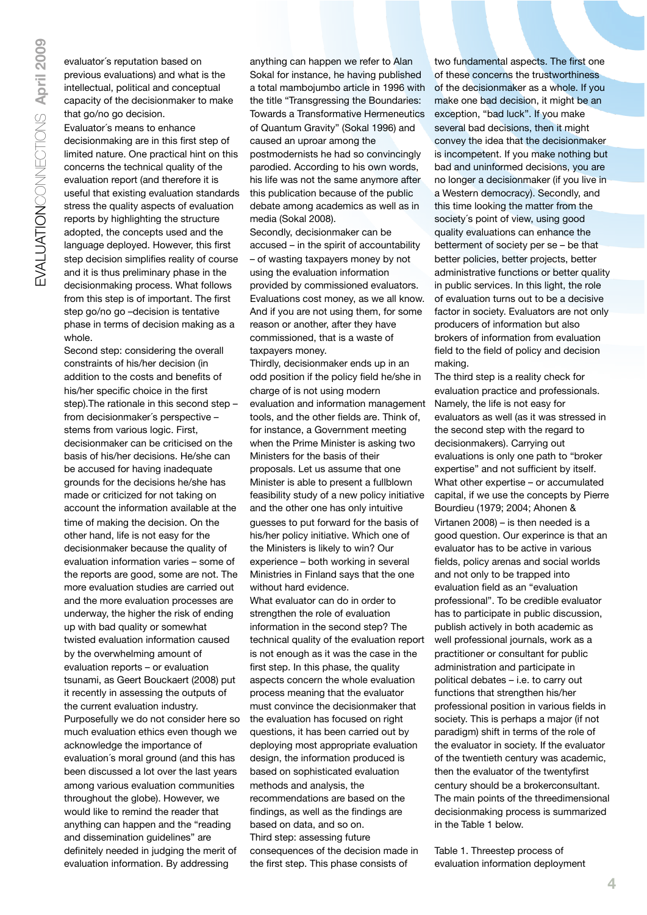evaluator´s reputation based on previous evaluations) and what is the intellectual, political and conceptual capacity of the decisionmaker to make that go/no go decision.

Evaluator´s means to enhance decisionmaking are in this first step of limited nature. One practical hint on this concerns the technical quality of the evaluation report (and therefore it is useful that existing evaluation standards stress the quality aspects of evaluation reports by highlighting the structure adopted, the concepts used and the language deployed. However, this first step decision simplifies reality of course and it is thus preliminary phase in the decisionmaking process. What follows from this step is of important. The first step go/no go –decision is tentative phase in terms of decision making as a whole.

Second step: considering the overall constraints of his/her decision (in addition to the costs and benefits of his/her specific choice in the first step).The rationale in this second step – from decisionmaker´s perspective – stems from various logic. First, decisionmaker can be criticised on the basis of his/her decisions. He/she can be accused for having inadequate grounds for the decisions he/she has made or criticized for not taking on account the information available at the time of making the decision. On the other hand, life is not easy for the decisionmaker because the quality of evaluation information varies – some of the reports are good, some are not. The more evaluation studies are carried out and the more evaluation processes are underway, the higher the risk of ending up with bad quality or somewhat twisted evaluation information caused by the overwhelming amount of evaluation reports – or evaluation tsunami, as Geert Bouckaert (2008) put it recently in assessing the outputs of the current evaluation industry. Purposefully we do not consider here so much evaluation ethics even though we acknowledge the importance of evaluation´s moral ground (and this has been discussed a lot over the last years among various evaluation communities throughout the globe). However, we would like to remind the reader that anything can happen and the "reading and dissemination guidelines" are definitely needed in judging the merit of evaluation information. By addressing anything can happen we refer to Alan Sokal for instance, he having published a total mambojumbo article in 1996 with the title "Transgressing the Boundaries: Towards a Transformative Hermeneutics of Quantum Gravity" (Sokal 1996) and caused an uproar among the postmodernists he had so convincingly parodied. According to his own words, his life was not the same anymore after this publication because of the public debate among academics as well as in media (Sokal 2008).

Secondly, decisionmaker can be accused – in the spirit of accountability – of wasting taxpayers money by not using the evaluation information provided by commissioned evaluators. Evaluations cost money, as we all know. And if you are not using them, for some reason or another, after they have commissioned, that is a waste of taxpayers money.

Thirdly, decisionmaker ends up in an odd position if the policy field he/she in charge of is not using modern evaluation and information management tools, and the other fields are. Think of, for instance, a Government meeting when the Prime Minister is asking two Ministers for the basis of their proposals. Let us assume that one Minister is able to present a fullblown feasibility study of a new policy initiative and the other one has only intuitive guesses to put forward for the basis of his/her policy initiative. Which one of the Ministers is likely to win? Our experience – both working in several Ministries in Finland says that the one without hard evidence.

What evaluator can do in order to strengthen the role of evaluation information in the second step? The technical quality of the evaluation report is not enough as it was the case in the first step. In this phase, the quality aspects concern the whole evaluation process meaning that the evaluator must convince the decisionmaker that the evaluation has focused on right questions, it has been carried out by deploying most appropriate evaluation design, the information produced is based on sophisticated evaluation methods and analysis, the recommendations are based on the findings, as well as the findings are based on data, and so on.

Third step: assessing future consequences of the decision made in the first step. This phase consists of two fundamental aspects. The first one of these concerns the trustworthiness of the decisionmaker as a whole. If you make one bad decision, it might be an exception, "bad luck". If you make several bad decisions, then it might convey the idea that the decisionmaker is incompetent. If you make nothing but bad and uninformed decisions, you are no longer a decisionmaker (if you live in a Western democracy). Secondly, and this time looking the matter from the society´s point of view, using good quality evaluations can enhance the betterment of society per se – be that better policies, better projects, better administrative functions or better quality in public services. In this light, the role of evaluation turns out to be a decisive factor in society. Evaluators are not only producers of information but also brokers of information from evaluation field to the field of policy and decision making.

The third step is a reality check for evaluation practice and professionals. Namely, the life is not easy for evaluators as well (as it was stressed in the second step with the regard to decisionmakers). Carrying out evaluations is only one path to "broker expertise" and not sufficient by itself. What other expertise – or accumulated capital, if we use the concepts by Pierre Bourdieu (1979; 2004; Ahonen & Virtanen 2008) – is then needed is a good question. Our experince is that an evaluator has to be active in various fields, policy arenas and social worlds and not only to be trapped into evaluation field as an "evaluation professional". To be credible evaluator has to participate in public discussion, publish actively in both academic as well professional journals, work as a practitioner or consultant for public administration and participate in political debates – i.e. to carry out functions that strengthen his/her professional position in various fields in society. This is perhaps a major (if not paradigm) shift in terms of the role of the evaluator in society. If the evaluator of the twentieth century was academic, then the evaluator of the twentyfirst century should be a brokerconsultant. The main points of the threedimensional decisionmaking process is summarized in the Table 1 below.

Table 1. Threestep process of evaluation information deployment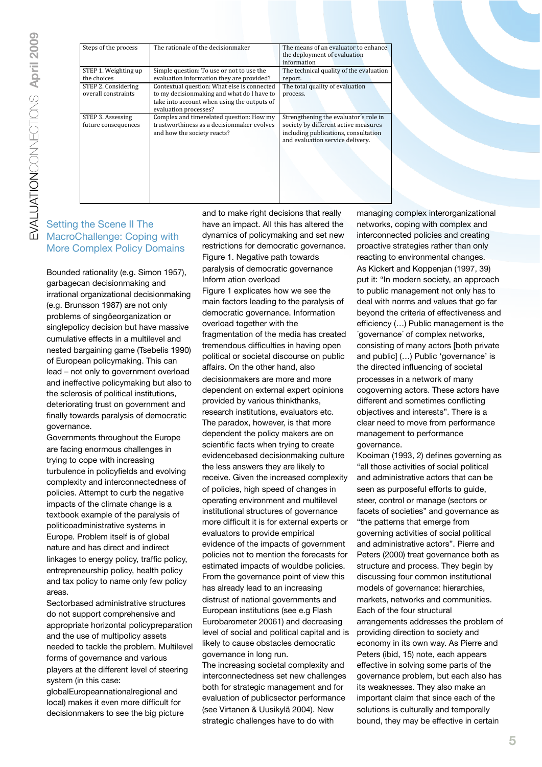| Steps of the process | The rationale of the decisionmaker | The means of an evaluator to enhance the deployment of evaluation information |
|---|---|---|
| STEP 1. Weighting up the choices | Simple question: To use or not to use the evaluation information they are provided? | The technical quality of the evaluation report. |
| STEP 2. Considering overall constraints | Contextual question: What else is connected to my decisionmaking and what do I have to take into account when using the outputs of evaluation processes? | The total quality of evaluation process. |
| STEP 3. Assessing future consequences | Complex and timerelated question: How my trustworthiness as a decisionmaker evolves and how the society reacts? | Strengthening the evaluator´s role in society by different active measures including publications, consultation and evaluation service delivery. |

## Setting the Scene II The MacroChallenge: Coping with More Complex Policy Domains

Bounded rationality (e.g. Simon 1957), garbagecan decisionmaking and irrational organizational decisionmaking (e.g. Brunsson 1987) are not only problems of singöeorganization or singlepolicy decision but have massive cumulative effects in a multilevel and nested bargaining game (Tsebelis 1990) of European policymaking. This can lead – not only to government overload and ineffective policymaking but also to the sclerosis of political institutions, deteriorating trust on government and finally towards paralysis of democratic governance.

Governments throughout the Europe are facing enormous challenges in trying to cope with increasing turbulence in policyfields and evolving complexity and interconnectedness of policies. Attempt to curb the negative impacts of the climate change is a textbook example of the paralysis of politicoadministrative systems in Europe. Problem itself is of global nature and has direct and indirect linkages to energy policy, traffic policy, entrepreneurship policy, health policy and tax policy to name only few policy areas.

Sectorbased administrative structures do not support comprehensive and appropriate horizontal policypreparation and the use of multipolicy assets needed to tackle the problem. Multilevel forms of governance and various players at the different level of steering system (in this case: globalEuropeannationalregional and local) makes it even more difficult for decisionmakers to see the big picture and to make right decisions that really have an impact. All this has altered the dynamics of policymaking and set new restrictions for democratic governance.

Figure 1. Negative path towards paralysis of democratic governance

Inform ation overload

Figure 1 explicates how we see the main factors leading to the paralysis of democratic governance. Information overload together with the fragmentation of the media has created tremendous difficulties in having open political or societal discourse on public affairs. On the other hand, also decisionmakers are more and more dependent on external expert opinions provided by various thinkthanks, research institutions, evaluators etc. The paradox, however, is that more dependent the policy makers are on scientific facts when trying to create evidencebased decisionmaking culture the less answers they are likely to receive. Given the increased complexity of policies, high speed of changes in operating environment and multilevel institutional structures of governance more difficult it is for external experts or evaluators to provide empirical evidence of the impacts of government policies not to mention the forecasts for estimated impacts of wouldbe policies. From the governance point of view this has already lead to an increasing distrust of national governments and European institutions (see e.g Flash Eurobarometer 20061) and decreasing level of social and political capital and is likely to cause obstacles democratic governance in long run.

The increasing societal complexity and interconnectedness set new challenges both for strategic management and for evaluation of publicsector performance (see Virtanen & Uusikylä 2004). New strategic challenges have to do with managing complex interorganizational networks, coping with complex and interconnected policies and creating proactive strategies rather than only reacting to environmental changes.

As Kickert and Koppenjan (1997, 39) put it: "In modern society, an approach to public management not only has to deal with norms and values that go far beyond the criteria of effectiveness and efficiency (…) Public management is the ´governance´ of complex networks, consisting of many actors [both private and public] (…) Public 'governance' is the directed influencing of societal processes in a network of many cogoverning actors. These actors have different and sometimes conflicting objectives and interests". There is a clear need to move from performance management to performance governance.

Kooiman (1993, 2) defines governing as "all those activities of social political and administrative actors that can be seen as purposeful efforts to guide, steer, control or manage (sectors or facets of societies" and governance as "the patterns that emerge from governing activities of social political and administrative actors". Pierre and Peters (2000) treat governance both as structure and process. They begin by discussing four common institutional models of governance: hierarchies, markets, networks and communities. Each of the four structural arrangements addresses the problem of providing direction to society and economy in its own way. As Pierre and Peters (ibid, 15) note, each appears effective in solving some parts of the governance problem, but each also has its weaknesses. They also make an important claim that since each of the solutions is culturally and temporally bound, they may be effective in certain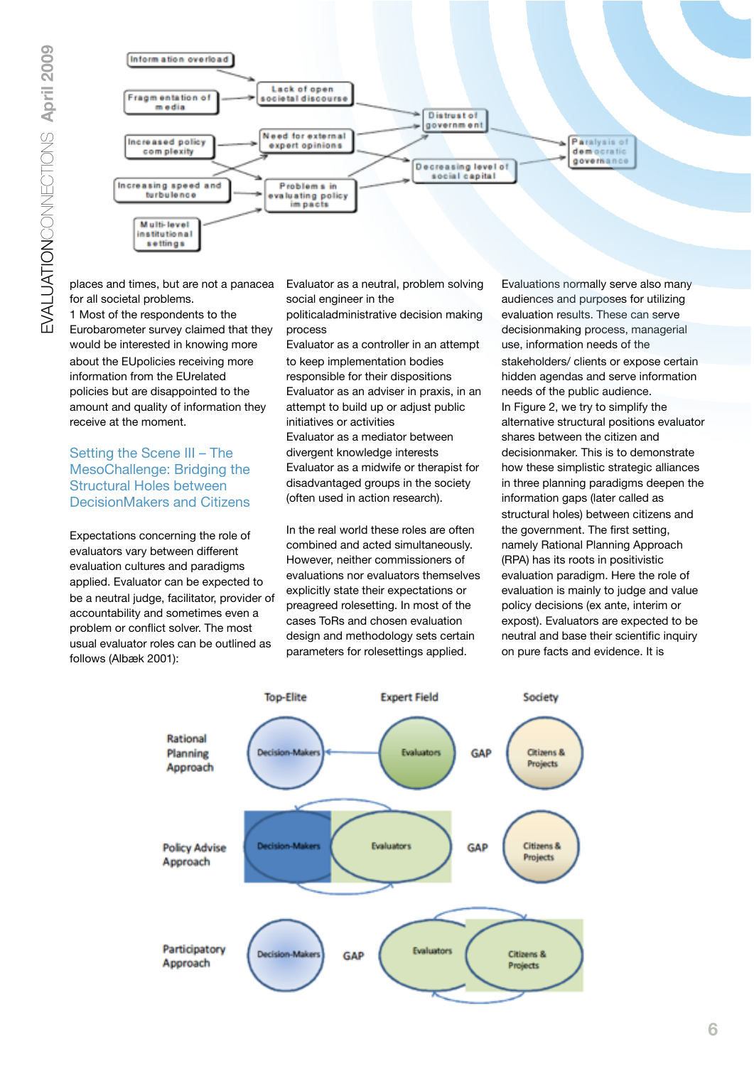Information overload

Fragmentation of media

Increased policy complexity

Increasing speed and turbulence

Multi-level institutional settings

Lack of open societal discourse

Need for external expert opinions

Problems in evaluating policy impacts

Distrust of government

Decreasing level of social capital

Paralysis of democratic governance

places and times, but are not a panacea for all societal problems.

1 Most of the respondents to the Eurobarometer survey claimed that they would be interested in knowing more about the EUpolicies receiving more information from the EUrelated policies but are disappointed to the amount and quality of information they receive at the moment.

## Setting the Scene III – The MesoChallenge: Bridging the Structural Holes between DecisionMakers and Citizens

Expectations concerning the role of evaluators vary between different evaluation cultures and paradigms applied. Evaluator can be expected to be a neutral judge, facilitator, provider of accountability and sometimes even a problem or conflict solver. The most usual evaluator roles can be outlined as follows (Albæk 2001):

Evaluator as a neutral, problem solving social engineer in the politicaladministrative decision making process

Evaluator as a controller in an attempt to keep implementation bodies responsible for their dispositions

Evaluator as an adviser in praxis, in an attempt to build up or adjust public initiatives or activities

Evaluator as a mediator between divergent knowledge interests

Evaluator as a midwife or therapist for disadvantaged groups in the society (often used in action research).

In the real world these roles are often combined and acted simultaneously. However, neither commissioners of evaluations nor evaluators themselves explicitly state their expectations or preagreed rolesetting. In most of the cases ToRs and chosen evaluation design and methodology sets certain parameters for rolesettings applied.

Evaluations normally serve also many audiences and purposes for utilizing evaluation results. These can serve decisionmaking process, managerial use, information needs of the stakeholders/ clients or expose certain hidden agendas and serve information needs of the public audience.

In Figure 2, we try to simplify the alternative structural positions evaluator shares between the citizen and decisionmaker. This is to demonstrate how these simplistic strategic alliances in three planning paradigms deepen the information gaps (later called as structural holes) between citizens and the government. The first setting, namely Rational Planning Approach (RPA) has its roots in positivistic evaluation paradigm. Here the role of evaluation is mainly to judge and value policy decisions (ex ante, interim or expost). Evaluators are expected to be neutral and base their scientific inquiry on pure facts and evidence. It is

Top-Elite

Expert Field

Society

Rational Planning Approach

Decision-Makers

Evaluators

GAP

Citizens & Projects

Policy Advise Approach

Decision-Makers

Evaluators

GAP

Citizens & Projects

Participatory Approach

Decision-Makers

GAP

Evaluators

Citizens & Projects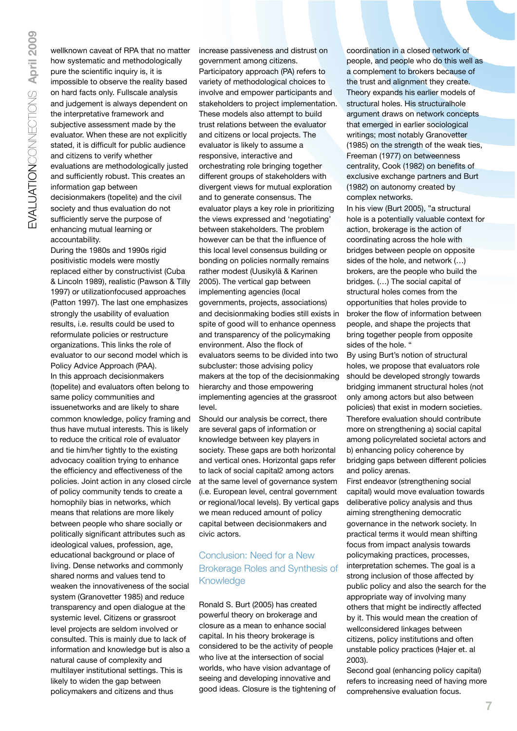wellknown caveat of RPA that no matter how systematic and methodologically pure the scientific inquiry is, it is impossible to observe the reality based on hard facts only. Fullscale analysis and judgement is always dependent on the interpretative framework and subjective assessment made by the evaluator. When these are not explicitly stated, it is difficult for public audience and citizens to verify whether evaluations are methodologically justed and sufficiently robust. This creates an information gap between decisionmakers (topelite) and the civil society and thus evaluation do not sufficiently serve the purpose of enhancing mutual learning or accountability.

During the 1980s and 1990s rigid positivistic models were mostly replaced either by constructivist (Cuba & Lincoln 1989), realistic (Pawson & Tilly 1997) or utilizationfocused approaches (Patton 1997). The last one emphasizes strongly the usability of evaluation results, i.e. results could be used to reformulate policies or restructure organizations. This links the role of evaluator to our second model which is Policy Advice Approach (PAA).

In this approach decisionmakers (topelite) and evaluators often belong to same policy communities and issuenetworks and are likely to share common knowledge, policy framing and thus have mutual interests. This is likely to reduce the critical role of evaluator and tie him/her tightly to the existing advocacy coalition trying to enhance the efficiency and effectiveness of the policies. Joint action in any closed circle of policy community tends to create a homophily bias in networks, which means that relations are more likely between people who share socially or politically significant attributes such as ideological values, profession, age, educational background or place of living. Dense networks and commonly shared norms and values tend to weaken the innovativeness of the social system (Granovetter 1985) and reduce transparency and open dialogue at the systemic level. Citizens or grassroot level projects are seldom involved or consulted. This is mainly due to lack of information and knowledge but is also a natural cause of complexity and multilayer institutional settings. This is likely to widen the gap between policymakers and citizens and thus increase passiveness and distrust on government among citizens.

Participatory approach (PA) refers to variety of methodological choices to involve and empower participants and stakeholders to project implementation. These models also attempt to build trust relations between the evaluator and citizens or local projects. The evaluator is likely to assume a responsive, interactive and orchestrating role bringing together different groups of stakeholders with divergent views for mutual exploration and to generate consensus. The evaluator plays a key role in prioritizing the views expressed and 'negotiating' between stakeholders. The problem however can be that the influence of this local level consensus building or bonding on policies normally remains rather modest (Uusikylä & Karinen 2005). The vertical gap between implementing agencies (local governments, projects, associations) and decisionmaking bodies still exists in spite of good will to enhance openness and transparency of the policymaking environment. Also the flock of evaluators seems to be divided into two subcluster: those advising policy makers at the top of the decisionmaking hierarchy and those empowering implementing agencies at the grassroot level.

Should our analysis be correct, there are several gaps of information or knowledge between key players in society. These gaps are both horizontal and vertical ones. Horizontal gaps refer to lack of social capital2 among actors at the same level of governance system (i.e. European level, central government or regional/local levels). By vertical gaps we mean reduced amount of policy capital between decisionmakers and civic actors.

## Conclusion: Need for a New Brokerage Roles and Synthesis of Knowledge

Ronald S. Burt (2005) has created powerful theory on brokerage and closure as a mean to enhance social capital. In his theory brokerage is considered to be the activity of people who live at the intersection of social worlds, who have vision advantage of seeing and developing innovative and good ideas. Closure is the tightening of coordination in a closed network of people, and people who do this well as a complement to brokers because of the trust and alignment they create. Theory expands his earlier models of structural holes. His structuralhole argument draws on network concepts that emerged in earlier sociological writings; most notably Granovetter (1985) on the strength of the weak ties, Freeman (1977) on betweenness centrality, Cook (1982) on benefits of exclusive exchange partners and Burt (1982) on autonomy created by complex networks.

In his view (Burt 2005), "a structural hole is a potentially valuable context for action, brokerage is the action of coordinating across the hole with bridges between people on opposite sides of the hole, and network (…) brokers, are the people who build the bridges. (…) The social capital of structural holes comes from the opportunities that holes provide to broker the flow of information between people, and shape the projects that bring together people from opposite sides of the hole. "

By using Burt's notion of structural holes, we propose that evaluators role should be developed strongly towards bridging immanent structural holes (not only among actors but also between policies) that exist in modern societies. Therefore evaluation should contribute more on strengthening a) social capital among policyrelated social actors and b) enhancing policy coherence by bridging gaps between different policies and policy arenas.

First endeavor (strengthening social capital) would move evaluation towards deliberative policy analysis and thus aiming strengthening democratic governance in the network society. In practical terms it would mean shifting focus from impact analysis towards policymaking practices, processes, interpretation schemes. The goal is a strong inclusion of those affected by public policy and also the search for the appropriate way of involving many others that might be indirectly affected by it. This would mean the creation of wellconsidered linkages between citizens, policy institutions and often unstable policy practices (Hajer et. al 2003).

Second goal (enhancing policy capital) refers to increasing need of having more comprehensive evaluation focus.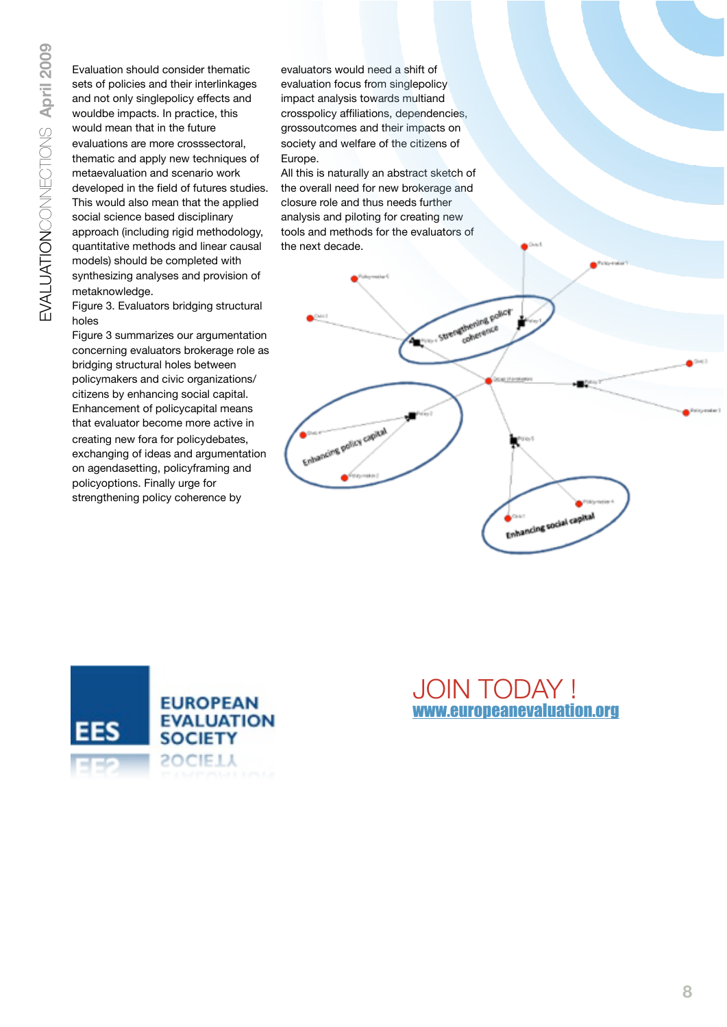Evaluation should consider thematic sets of policies and their interlinkages and not only singlepolicy effects and wouldbe impacts. In practice, this would mean that in the future evaluations are more crosssectoral, thematic and apply new techniques of metaevaluation and scenario work developed in the field of futures studies. This would also mean that the applied social science based disciplinary approach (including rigid methodology, quantitative methods and linear causal models) should be completed with synthesizing analyses and provision of metaknowledge.

Figure 3. Evaluators bridging structural holes

Figure 3 summarizes our argumentation concerning evaluators brokerage role as bridging structural holes between policymakers and civic organizations/ citizens by enhancing social capital. Enhancement of policycapital means that evaluator become more active in creating new fora for policydebates, exchanging of ideas and argumentation on agendasetting, policyframing and policyoptions. Finally urge for strengthening policy coherence by evaluators would need a shift of evaluation focus from singlepolicy impact analysis towards multiand crosspolicy affiliations, dependencies, grossoutcomes and their impacts on society and welfare of the citizens of Europe.

All this is naturally an abstract sketch of the overall need for new brokerage and closure role and thus needs further analysis and piloting for creating new tools and methods for the evaluators of the next decade.

EUROPEAN EVALUATION SOCIETY

JOIN TODAY !
www.europeanevaluation.org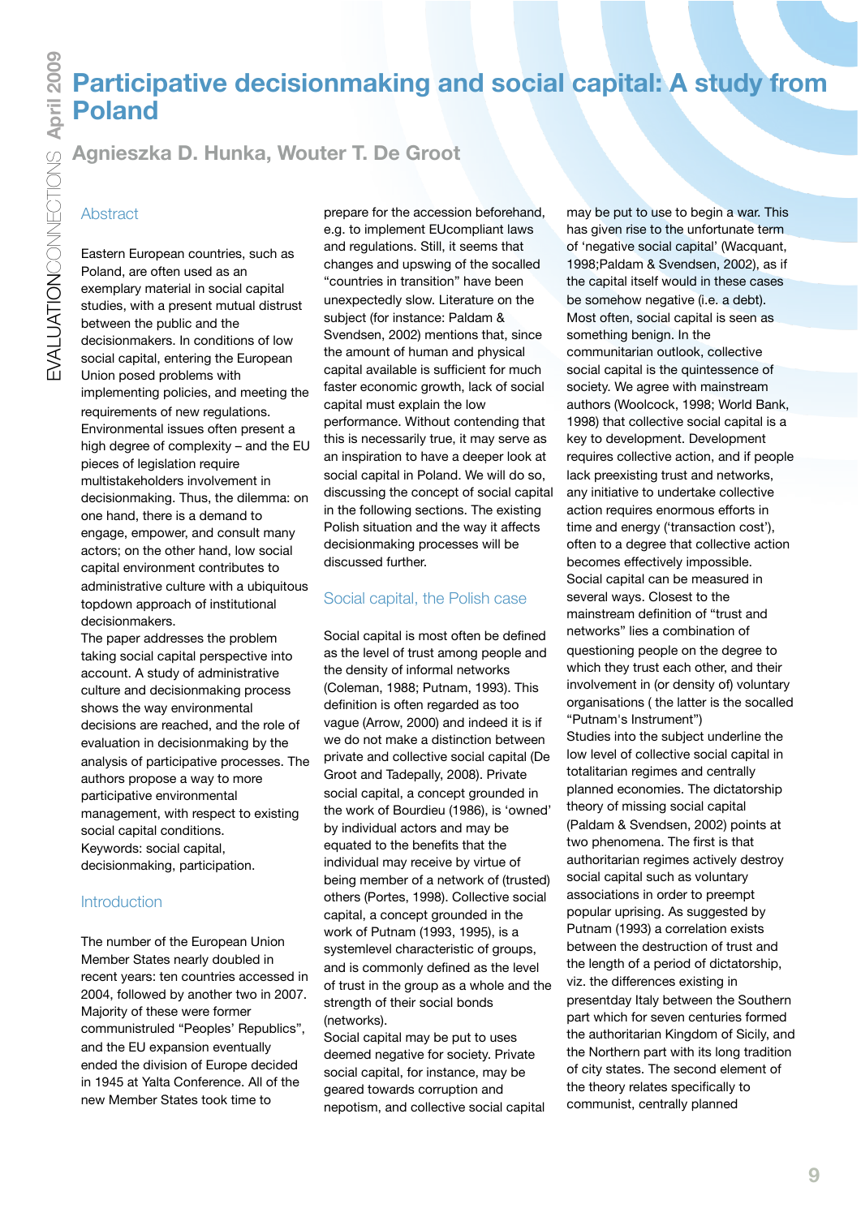# Participative decisionmaking and social capital: A study from Poland

## Agnieszka D. Hunka, Wouter T. De Groot

### Abstract

Eastern European countries, such as Poland, are often used as an exemplary material in social capital studies, with a present mutual distrust between the public and the decisionmakers. In conditions of low social capital, entering the European Union posed problems with implementing policies, and meeting the requirements of new regulations. Environmental issues often present a high degree of complexity – and the EU pieces of legislation require multistakeholders involvement in decisionmaking. Thus, the dilemma: on one hand, there is a demand to engage, empower, and consult many actors; on the other hand, low social capital environment contributes to administrative culture with a ubiquitous topdown approach of institutional decisionmakers.

The paper addresses the problem taking social capital perspective into account. A study of administrative culture and decisionmaking process shows the way environmental decisions are reached, and the role of evaluation in decisionmaking by the analysis of participative processes. The authors propose a way to more participative environmental management, with respect to existing social capital conditions.

Keywords: social capital, decisionmaking, participation.

### Introduction

The number of the European Union Member States nearly doubled in recent years: ten countries accessed in 2004, followed by another two in 2007. Majority of these were former communistruled "Peoples' Republics", and the EU expansion eventually ended the division of Europe decided in 1945 at Yalta Conference. All of the new Member States took time to prepare for the accession beforehand, e.g. to implement EUcompliant laws and regulations. Still, it seems that changes and upswing of the socalled "countries in transition" have been unexpectedly slow. Literature on the subject (for instance: Paldam & Svendsen, 2002) mentions that, since the amount of human and physical capital available is sufficient for much faster economic growth, lack of social capital must explain the low performance. Without contending that this is necessarily true, it may serve as an inspiration to have a deeper look at social capital in Poland. We will do so, discussing the concept of social capital in the following sections. The existing Polish situation and the way it affects decisionmaking processes will be discussed further.

### Social capital, the Polish case

Social capital is most often be defined as the level of trust among people and the density of informal networks (Coleman, 1988; Putnam, 1993). This definition is often regarded as too vague (Arrow, 2000) and indeed it is if we do not make a distinction between private and collective social capital (De Groot and Tadepally, 2008). Private social capital, a concept grounded in the work of Bourdieu (1986), is 'owned' by individual actors and may be equated to the benefits that the individual may receive by virtue of being member of a network of (trusted) others (Portes, 1998). Collective social capital, a concept grounded in the work of Putnam (1993, 1995), is a systemlevel characteristic of groups, and is commonly defined as the level of trust in the group as a whole and the strength of their social bonds (networks).

Social capital may be put to uses deemed negative for society. Private social capital, for instance, may be geared towards corruption and nepotism, and collective social capital may be put to use to begin a war. This has given rise to the unfortunate term of 'negative social capital' (Wacquant, 1998;Paldam & Svendsen, 2002), as if the capital itself would in these cases be somehow negative (i.e. a debt). Most often, social capital is seen as something benign. In the communitarian outlook, collective social capital is the quintessence of society. We agree with mainstream authors (Woolcock, 1998; World Bank, 1998) that collective social capital is a key to development. Development requires collective action, and if people lack preexisting trust and networks, any initiative to undertake collective action requires enormous efforts in time and energy ('transaction cost'), often to a degree that collective action becomes effectively impossible.

Social capital can be measured in several ways. Closest to the mainstream definition of "trust and networks" lies a combination of questioning people on the degree to which they trust each other, and their involvement in (or density of) voluntary organisations ( the latter is the socalled "Putnam's Instrument")

Studies into the subject underline the low level of collective social capital in totalitarian regimes and centrally planned economies. The dictatorship theory of missing social capital (Paldam & Svendsen, 2002) points at two phenomena. The first is that authoritarian regimes actively destroy social capital such as voluntary associations in order to preempt popular uprising. As suggested by Putnam (1993) a correlation exists between the destruction of trust and the length of a period of dictatorship, viz. the differences existing in presentday Italy between the Southern part which for seven centuries formed the authoritarian Kingdom of Sicily, and the Northern part with its long tradition of city states. The second element of the theory relates specifically to communist, centrally planned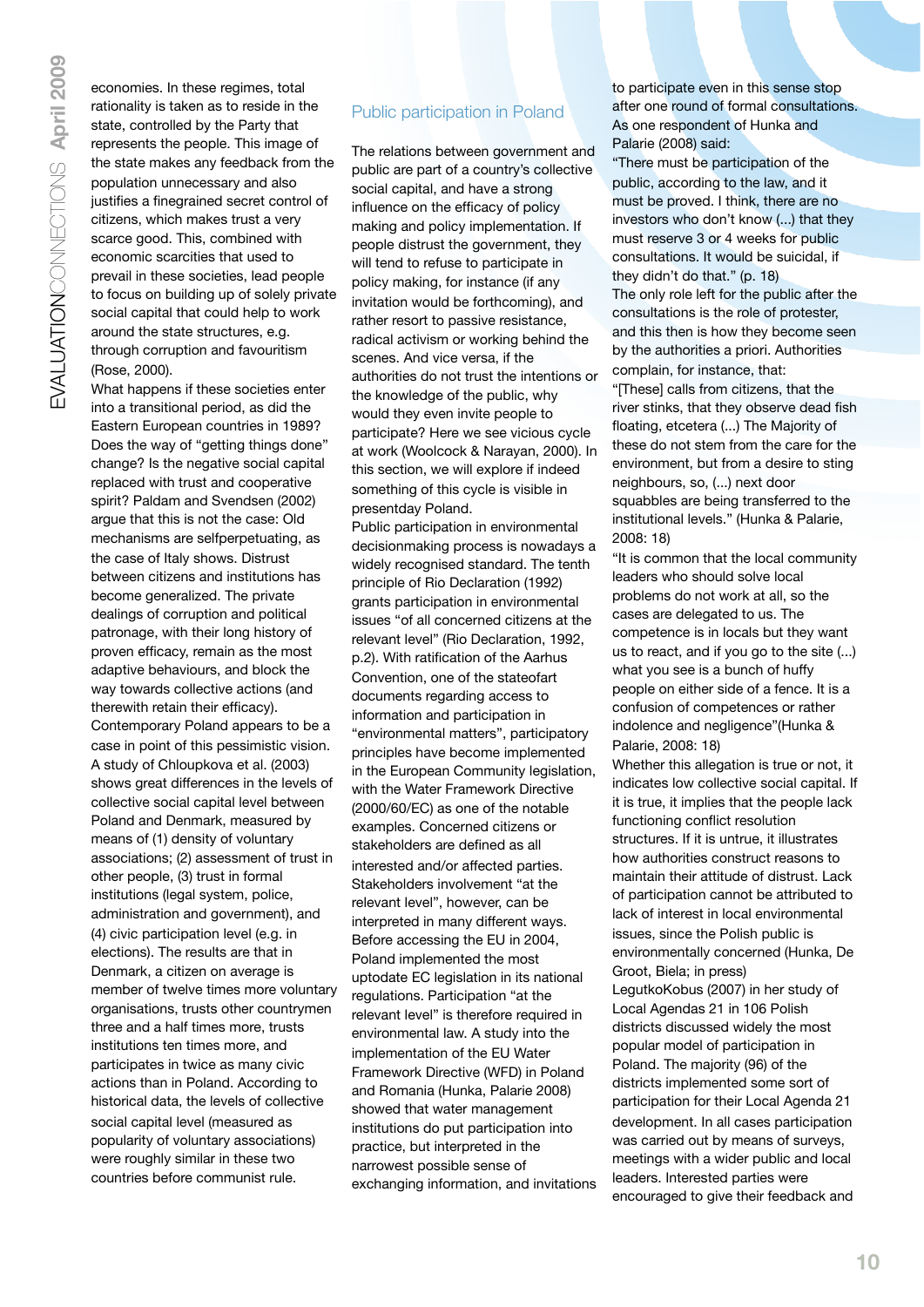economies. In these regimes, total rationality is taken as to reside in the state, controlled by the Party that represents the people. This image of the state makes any feedback from the population unnecessary and also justifies a finegrained secret control of citizens, which makes trust a very scarce good. This, combined with economic scarcities that used to prevail in these societies, lead people to focus on building up of solely private social capital that could help to work around the state structures, e.g. through corruption and favouritism (Rose, 2000).

What happens if these societies enter into a transitional period, as did the Eastern European countries in 1989? Does the way of "getting things done" change? Is the negative social capital replaced with trust and cooperative spirit? Paldam and Svendsen (2002) argue that this is not the case: Old mechanisms are selfperpetuating, as the case of Italy shows. Distrust between citizens and institutions has become generalized. The private dealings of corruption and political patronage, with their long history of proven efficacy, remain as the most adaptive behaviours, and block the way towards collective actions (and therewith retain their efficacy).

Contemporary Poland appears to be a case in point of this pessimistic vision. A study of Chloupkova et al. (2003) shows great differences in the levels of collective social capital level between Poland and Denmark, measured by means of (1) density of voluntary associations; (2) assessment of trust in other people, (3) trust in formal institutions (legal system, police, administration and government), and (4) civic participation level (e.g. in elections). The results are that in Denmark, a citizen on average is member of twelve times more voluntary organisations, trusts other countrymen three and a half times more, trusts institutions ten times more, and participates in twice as many civic actions than in Poland. According to historical data, the levels of collective social capital level (measured as popularity of voluntary associations) were roughly similar in these two countries before communist rule.

## Public participation in Poland

The relations between government and public are part of a country's collective social capital, and have a strong influence on the efficacy of policy making and policy implementation. If people distrust the government, they will tend to refuse to participate in policy making, for instance (if any invitation would be forthcoming), and rather resort to passive resistance, radical activism or working behind the scenes. And vice versa, if the authorities do not trust the intentions or the knowledge of the public, why would they even invite people to participate? Here we see vicious cycle at work (Woolcock & Narayan, 2000). In this section, we will explore if indeed something of this cycle is visible in presentday Poland.

Public participation in environmental decisionmaking process is nowadays a widely recognised standard. The tenth principle of Rio Declaration (1992) grants participation in environmental issues "of all concerned citizens at the relevant level" (Rio Declaration, 1992, p.2). With ratification of the Aarhus Convention, one of the stateofart documents regarding access to information and participation in "environmental matters", participatory principles have become implemented in the European Community legislation, with the Water Framework Directive (2000/60/EC) as one of the notable examples. Concerned citizens or stakeholders are defined as all interested and/or affected parties. Stakeholders involvement "at the relevant level", however, can be interpreted in many different ways. Before accessing the EU in 2004, Poland implemented the most uptodate EC legislation in its national regulations. Participation "at the relevant level" is therefore required in environmental law. A study into the implementation of the EU Water Framework Directive (WFD) in Poland and Romania (Hunka, Palarie 2008) showed that water management institutions do put participation into practice, but interpreted in the narrowest possible sense of exchanging information, and invitations to participate even in this sense stop after one round of formal consultations. As one respondent of Hunka and Palarie (2008) said:

"There must be participation of the public, according to the law, and it must be proved. I think, there are no investors who don't know (...) that they must reserve 3 or 4 weeks for public consultations. It would be suicidal, if they didn't do that." (p. 18)

The only role left for the public after the consultations is the role of protester, and this then is how they become seen by the authorities a priori. Authorities complain, for instance, that:

"[These] calls from citizens, that the river stinks, that they observe dead fish floating, etcetera (...) The Majority of these do not stem from the care for the environment, but from a desire to sting neighbours, so, (...) next door squabbles are being transferred to the institutional levels." (Hunka & Palarie, 2008: 18)

"It is common that the local community leaders who should solve local problems do not work at all, so the cases are delegated to us. The competence is in locals but they want us to react, and if you go to the site (...) what you see is a bunch of huffy people on either side of a fence. It is a confusion of competences or rather indolence and negligence"(Hunka & Palarie, 2008: 18)

Whether this allegation is true or not, it indicates low collective social capital. If it is true, it implies that the people lack functioning conflict resolution structures. If it is untrue, it illustrates how authorities construct reasons to maintain their attitude of distrust. Lack of participation cannot be attributed to lack of interest in local environmental issues, since the Polish public is environmentally concerned (Hunka, De Groot, Biela; in press)

LegutkoKobus (2007) in her study of Local Agendas 21 in 106 Polish districts discussed widely the most popular model of participation in Poland. The majority (96) of the districts implemented some sort of participation for their Local Agenda 21 development. In all cases participation was carried out by means of surveys, meetings with a wider public and local leaders. Interested parties were encouraged to give their feedback and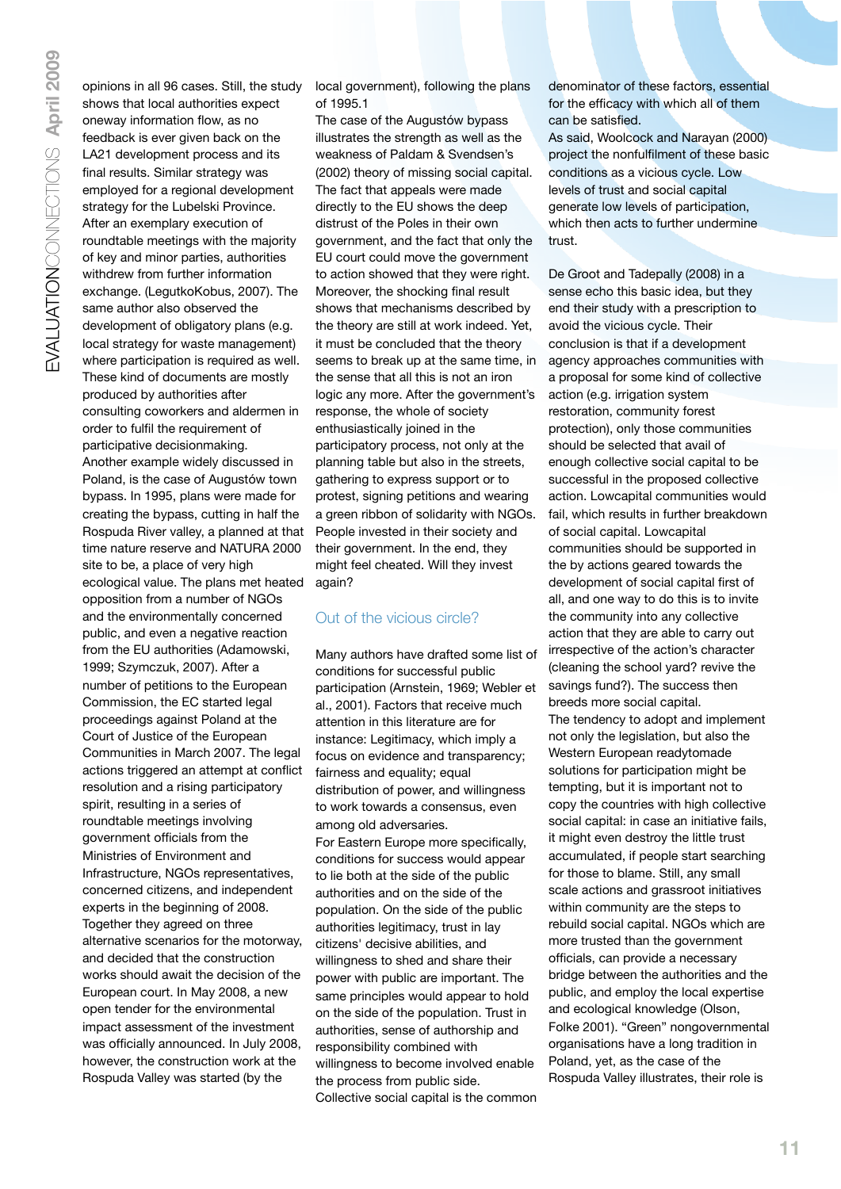opinions in all 96 cases. Still, the study shows that local authorities expect oneway information flow, as no feedback is ever given back on the LA21 development process and its final results. Similar strategy was employed for a regional development strategy for the Lubelski Province. After an exemplary execution of roundtable meetings with the majority of key and minor parties, authorities withdrew from further information exchange. (LegutkoKobus, 2007). The same author also observed the development of obligatory plans (e.g. local strategy for waste management) where participation is required as well. These kind of documents are mostly produced by authorities after consulting coworkers and aldermen in order to fulfil the requirement of participative decisionmaking.

Another example widely discussed in Poland, is the case of Augustów town bypass. In 1995, plans were made for creating the bypass, cutting in half the Rospuda River valley, a planned at that time nature reserve and NATURA 2000 site to be, a place of very high ecological value. The plans met heated opposition from a number of NGOs and the environmentally concerned public, and even a negative reaction from the EU authorities (Adamowski, 1999; Szymczuk, 2007). After a number of petitions to the European Commission, the EC started legal proceedings against Poland at the Court of Justice of the European Communities in March 2007. The legal actions triggered an attempt at conflict resolution and a rising participatory spirit, resulting in a series of roundtable meetings involving government officials from the Ministries of Environment and Infrastructure, NGOs representatives, concerned citizens, and independent experts in the beginning of 2008. Together they agreed on three alternative scenarios for the motorway, and decided that the construction works should await the decision of the European court. In May 2008, a new open tender for the environmental impact assessment of the investment was officially announced. In July 2008, however, the construction work at the Rospuda Valley was started (by the local government), following the plans of 1995.1

The case of the Augustów bypass illustrates the strength as well as the weakness of Paldam & Svendsen's (2002) theory of missing social capital. The fact that appeals were made directly to the EU shows the deep distrust of the Poles in their own government, and the fact that only the EU court could move the government to action showed that they were right. Moreover, the shocking final result shows that mechanisms described by the theory are still at work indeed. Yet, it must be concluded that the theory seems to break up at the same time, in the sense that all this is not an iron logic any more. After the government's response, the whole of society enthusiastically joined in the participatory process, not only at the planning table but also in the streets, gathering to express support or to protest, signing petitions and wearing a green ribbon of solidarity with NGOs. People invested in their society and their government. In the end, they might feel cheated. Will they invest again?

## Out of the vicious circle?

Many authors have drafted some list of conditions for successful public participation (Arnstein, 1969; Webler et al., 2001). Factors that receive much attention in this literature are for instance: Legitimacy, which imply a focus on evidence and transparency; fairness and equality; equal distribution of power, and willingness to work towards a consensus, even among old adversaries.

For Eastern Europe more specifically, conditions for success would appear to lie both at the side of the public authorities and on the side of the population. On the side of the public authorities legitimacy, trust in lay citizens' decisive abilities, and willingness to shed and share their power with public are important. The same principles would appear to hold on the side of the population. Trust in authorities, sense of authorship and responsibility combined with willingness to become involved enable the process from public side. Collective social capital is the common denominator of these factors, essential for the efficacy with which all of them can be satisfied.

As said, Woolcock and Narayan (2000) project the nonfulfilment of these basic conditions as a vicious cycle. Low levels of trust and social capital generate low levels of participation, which then acts to further undermine trust.

De Groot and Tadepally (2008) in a sense echo this basic idea, but they end their study with a prescription to avoid the vicious cycle. Their conclusion is that if a development agency approaches communities with a proposal for some kind of collective action (e.g. irrigation system restoration, community forest protection), only those communities should be selected that avail of enough collective social capital to be successful in the proposed collective action. Lowcapital communities would fail, which results in further breakdown of social capital. Lowcapital communities should be supported in the by actions geared towards the development of social capital first of all, and one way to do this is to invite the community into any collective action that they are able to carry out irrespective of the action's character (cleaning the school yard? revive the savings fund?). The success then breeds more social capital.

The tendency to adopt and implement not only the legislation, but also the Western European readytomade solutions for participation might be tempting, but it is important not to copy the countries with high collective social capital: in case an initiative fails, it might even destroy the little trust accumulated, if people start searching for those to blame. Still, any small scale actions and grassroot initiatives within community are the steps to rebuild social capital. NGOs which are more trusted than the government officials, can provide a necessary bridge between the authorities and the public, and employ the local expertise and ecological knowledge (Olson, Folke 2001). "Green" nongovernmental organisations have a long tradition in Poland, yet, as the case of the Rospuda Valley illustrates, their role is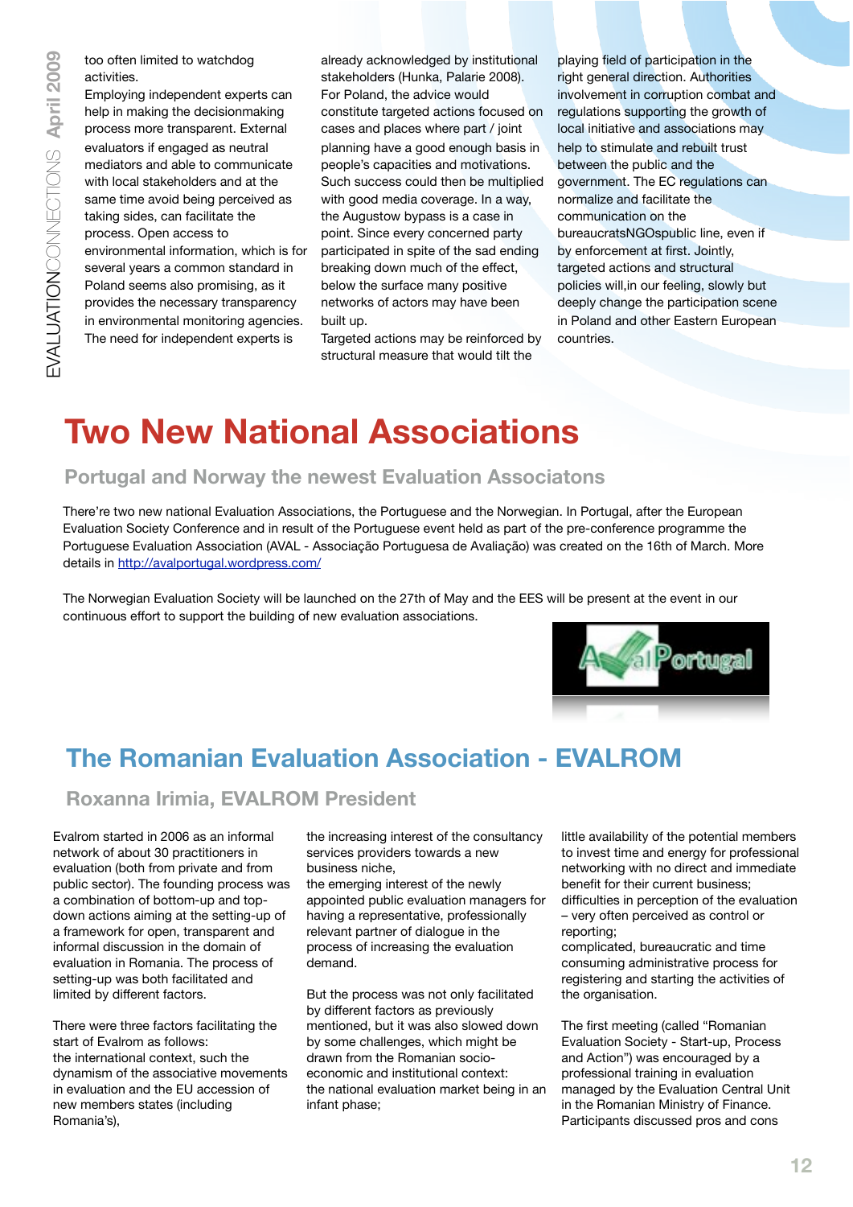too often limited to watchdog activities.
Employing independent experts can help in making the decisionmaking process more transparent. External evaluators if engaged as neutral mediators and able to communicate with local stakeholders and at the same time avoid being perceived as taking sides, can facilitate the process. Open access to environmental information, which is for several years a common standard in Poland seems also promising, as it provides the necessary transparency in environmental monitoring agencies. The need for independent experts is already acknowledged by institutional stakeholders (Hunka, Palarie 2008).
For Poland, the advice would constitute targeted actions focused on cases and places where part / joint planning have a good enough basis in people's capacities and motivations. Such success could then be multiplied with good media coverage. In a way, the Augustow bypass is a case in point. Since every concerned party participated in spite of the sad ending breaking down much of the effect, below the surface many positive networks of actors may have been built up.
Targeted actions may be reinforced by structural measure that would tilt the playing field of participation in the right general direction. Authorities involvement in corruption combat and regulations supporting the growth of local initiative and associations may help to stimulate and rebuilt trust between the public and the government. The EC regulations can normalize and facilitate the communication on the bureaucratsNGOspublic line, even if by enforcement at first. Jointly, targeted actions and structural policies will,in our feeling, slowly but deeply change the participation scene in Poland and other Eastern European countries.

# Two New National Associations

## Portugal and Norway the newest Evaluation Associatons

There're two new national Evaluation Associations, the Portuguese and the Norwegian. In Portugal, after the European Evaluation Society Conference and in result of the Portuguese event held as part of the pre-conference programme the Portuguese Evaluation Association (AVAL - Associação Portuguesa de Avaliação) was created on the 16th of March. More details in http://avalportugal.wordpress.com/

The Norwegian Evaluation Society will be launched on the 27th of May and the EES will be present at the event in our continuous effort to support the building of new evaluation associations.

# The Romanian Evaluation Association - EVALROM

## Roxanna Irimia, EVALROM President

Evalrom started in 2006 as an informal network of about 30 practitioners in evaluation (both from private and from public sector). The founding process was a combination of bottom-up and top-down actions aiming at the setting-up of a framework for open, transparent and informal discussion in the domain of evaluation in Romania. The process of setting-up was both facilitated and limited by different factors.

There were three factors facilitating the start of Evalrom as follows:
the international context, such the dynamism of the associative movements in evaluation and the EU accession of new members states (including Romania's),
the increasing interest of the consultancy services providers towards a new business niche,
the emerging interest of the newly appointed public evaluation managers for having a representative, professionally relevant partner of dialogue in the process of increasing the evaluation demand.

But the process was not only facilitated by different factors as previously mentioned, but it was also slowed down by some challenges, which might be drawn from the Romanian socio-economic and institutional context:
the national evaluation market being in an infant phase;
little availability of the potential members to invest time and energy for professional networking with no direct and immediate benefit for their current business;
difficulties in perception of the evaluation – very often perceived as control or reporting;
complicated, bureaucratic and time consuming administrative process for registering and starting the activities of the organisation.

The first meeting (called "Romanian Evaluation Society - Start-up, Process and Action") was encouraged by a professional training in evaluation managed by the Evaluation Central Unit in the Romanian Ministry of Finance. Participants discussed pros and cons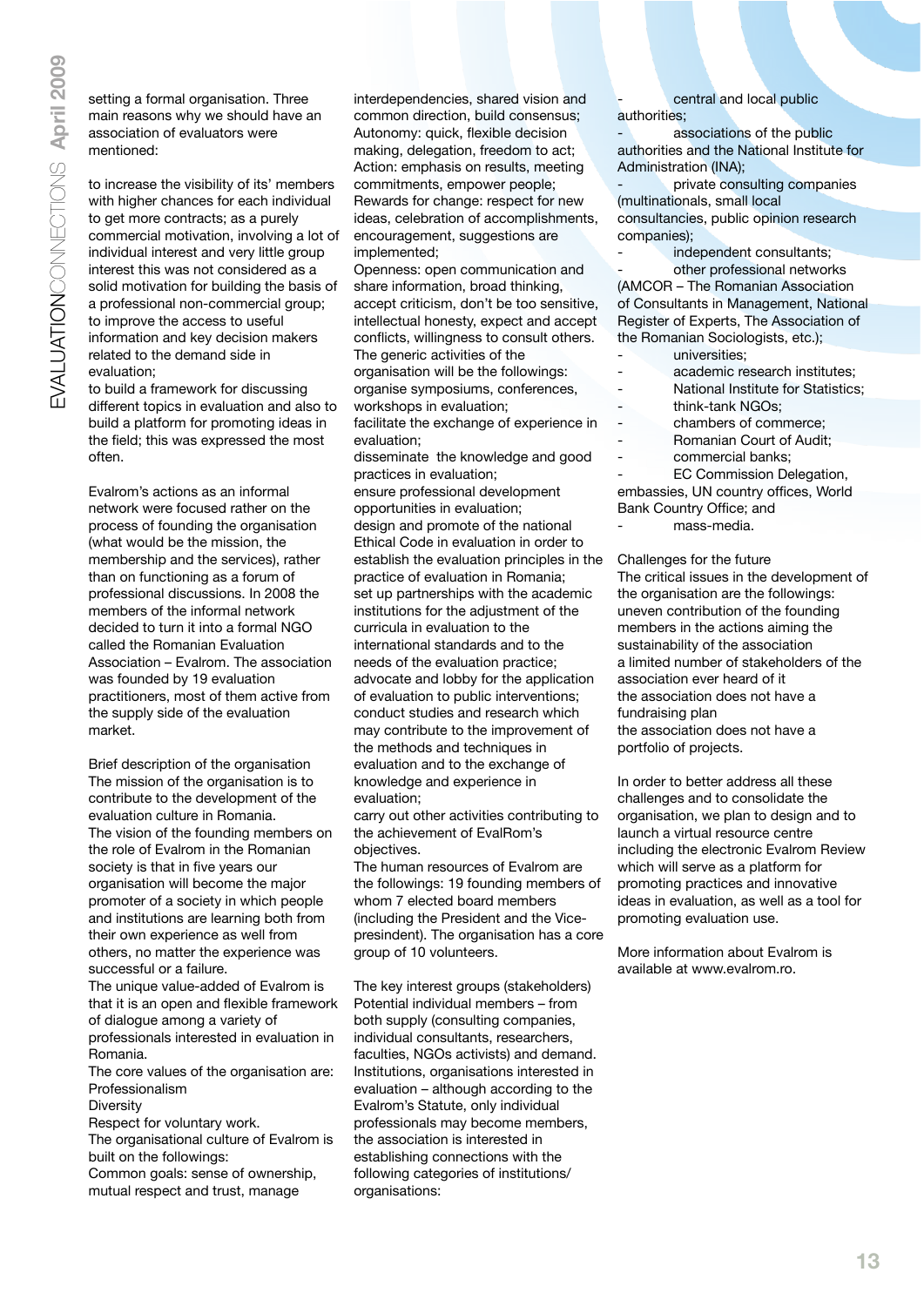setting a formal organisation. Three main reasons why we should have an association of evaluators were mentioned:

to increase the visibility of its' members with higher chances for each individual to get more contracts; as a purely commercial motivation, involving a lot of individual interest and very little group interest this was not considered as a solid motivation for building the basis of a professional non-commercial group;
to improve the access to useful information and key decision makers related to the demand side in evaluation;
to build a framework for discussing different topics in evaluation and also to build a platform for promoting ideas in the field; this was expressed the most often.

Evalrom's actions as an informal network were focused rather on the process of founding the organisation (what would be the mission, the membership and the services), rather than on functioning as a forum of professional discussions. In 2008 the members of the informal network decided to turn it into a formal NGO called the Romanian Evaluation Association – Evalrom. The association was founded by 19 evaluation practitioners, most of them active from the supply side of the evaluation market.

## Brief description of the organisation

The mission of the organisation is to contribute to the development of the evaluation culture in Romania.
The vision of the founding members on the role of Evalrom in the Romanian society is that in five years our organisation will become the major promoter of a society in which people and institutions are learning both from their own experience as well from others, no matter the experience was successful or a failure.
The unique value-added of Evalrom is that it is an open and flexible framework of dialogue among a variety of professionals interested in evaluation in Romania.
The core values of the organisation are:
Professionalism
Diversity
Respect for voluntary work.
The organisational culture of Evalrom is built on the followings:
Common goals: sense of ownership, mutual respect and trust, manage interdependencies, shared vision and common direction, build consensus;
Autonomy: quick, flexible decision making, delegation, freedom to act;
Action: emphasis on results, meeting commitments, empower people;
Rewards for change: respect for new ideas, celebration of accomplishments, encouragement, suggestions are implemented;
Openness: open communication and share information, broad thinking, accept criticism, don't be too sensitive, intellectual honesty, expect and accept conflicts, willingness to consult others.
The generic activities of the organisation will be the followings:
organise symposiums, conferences, workshops in evaluation;
facilitate the exchange of experience in evaluation;
disseminate the knowledge and good practices in evaluation;
ensure professional development opportunities in evaluation;
design and promote of the national Ethical Code in evaluation in order to establish the evaluation principles in the practice of evaluation in Romania;
set up partnerships with the academic institutions for the adjustment of the curricula in evaluation to the international standards and to the needs of the evaluation practice;
advocate and lobby for the application of evaluation to public interventions;
conduct studies and research which may contribute to the improvement of the methods and techniques in evaluation and to the exchange of knowledge and experience in evaluation;
carry out other activities contributing to the achievement of EvalRom's objectives.
The human resources of Evalrom are the followings: 19 founding members of whom 7 elected board members (including the President and the Vice-presindent). The organisation has a core group of 10 volunteers.

The key interest groups (stakeholders)
Potential individual members – from both supply (consulting companies, individual consultants, researchers, faculties, NGOs activists) and demand.
Institutions, organisations interested in evaluation – although according to the Evalrom's Statute, only individual professionals may become members, the association is interested in establishing connections with the following categories of institutions/ organisations:

- central and local public authorities;
- associations of the public authorities and the National Institute for Administration (INA);
- private consulting companies (multinationals, small local consultancies, public opinion research companies);
- independent consultants;
- other professional networks (AMCOR – The Romanian Association of Consultants in Management, National Register of Experts, The Association of the Romanian Sociologists, etc.);
- universities;
- academic research institutes;
- National Institute for Statistics;
- think-tank NGOs;
- chambers of commerce;
- Romanian Court of Audit;
- commercial banks;
- EC Commission Delegation, embassies, UN country offices, World Bank Country Office; and
- mass-media.

## Challenges for the future

The critical issues in the development of the organisation are the followings:
uneven contribution of the founding members in the actions aiming the sustainability of the association
a limited number of stakeholders of the association ever heard of it
the association does not have a fundraising plan
the association does not have a portfolio of projects.

In order to better address all these challenges and to consolidate the organisation, we plan to design and to launch a virtual resource centre including the electronic Evalrom Review which will serve as a platform for promoting practices and innovative ideas in evaluation, as well as a tool for promoting evaluation use.

More information about Evalrom is available at www.evalrom.ro.